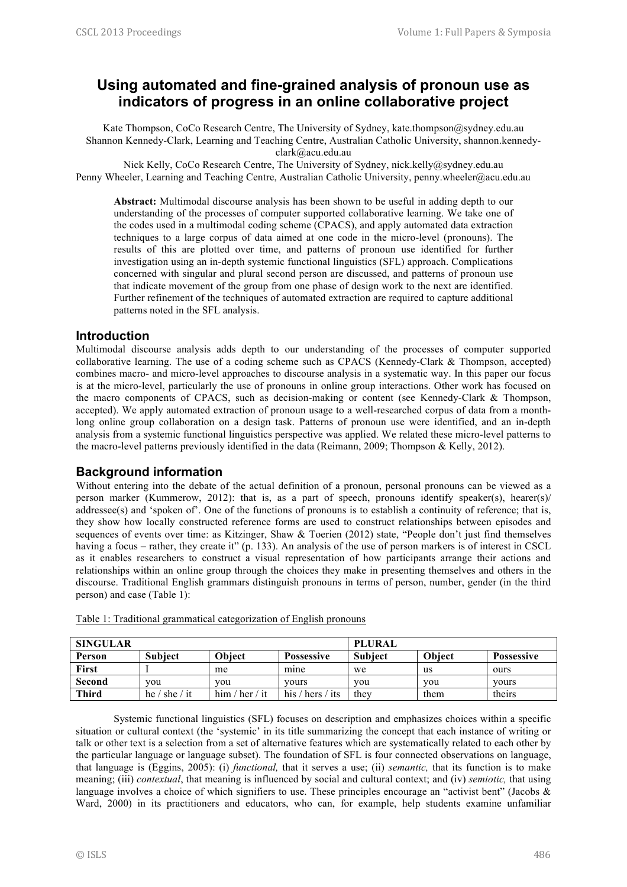# Using automated and fine-grained analysis of pronoun use as indicators of progress in an online collaborative project

Kate Thompson, CoCo Research Centre, The University of Sydney, kate.thompson@sydney.edu.au
Shannon Kennedy-Clark, Learning and Teaching Centre, Australian Catholic University, shannon.kennedy-clark@acu.edu.au
Nick Kelly, CoCo Research Centre, The University of Sydney, nick.kelly@sydney.edu.au
Penny Wheeler, Learning and Teaching Centre, Australian Catholic University, penny.wheeler@acu.edu.au

**Abstract:** Multimodal discourse analysis has been shown to be useful in adding depth to our understanding of the processes of computer supported collaborative learning. We take one of the codes used in a multimodal coding scheme (CPACS), and apply automated data extraction techniques to a large corpus of data aimed at one code in the micro-level (pronouns). The results of this are plotted over time, and patterns of pronoun use identified for further investigation using an in-depth systemic functional linguistics (SFL) approach. Complications concerned with singular and plural second person are discussed, and patterns of pronoun use that indicate movement of the group from one phase of design work to the next are identified. Further refinement of the techniques of automated extraction are required to capture additional patterns noted in the SFL analysis.

## Introduction

Multimodal discourse analysis adds depth to our understanding of the processes of computer supported collaborative learning. The use of a coding scheme such as CPACS (Kennedy-Clark & Thompson, accepted) combines macro- and micro-level approaches to discourse analysis in a systematic way. In this paper our focus is at the micro-level, particularly the use of pronouns in online group interactions. Other work has focused on the macro components of CPACS, such as decision-making or content (see Kennedy-Clark & Thompson, accepted). We apply automated extraction of pronoun usage to a well-researched corpus of data from a month-long online group collaboration on a design task. Patterns of pronoun use were identified, and an in-depth analysis from a systemic functional linguistics perspective was applied. We related these micro-level patterns to the macro-level patterns previously identified in the data (Reimann, 2009; Thompson & Kelly, 2012).

## Background information

Without entering into the debate of the actual definition of a pronoun, personal pronouns can be viewed as a person marker (Kummerow, 2012): that is, as a part of speech, pronouns identify speaker(s), hearer(s)/ addressee(s) and 'spoken of'. One of the functions of pronouns is to establish a continuity of reference; that is, they show how locally constructed reference forms are used to construct relationships between episodes and sequences of events over time: as Kitzinger, Shaw & Toerien (2012) state, "People don't just find themselves having a focus – rather, they create it" (p. 133). An analysis of the use of person markers is of interest in CSCL as it enables researchers to construct a visual representation of how participants arrange their actions and relationships within an online group through the choices they make in presenting themselves and others in the discourse. Traditional English grammars distinguish pronouns in terms of person, number, gender (in the third person) and case (Table 1):

Table 1: Traditional grammatical categorization of English pronouns

| **SINGULAR** | | | | **PLURAL** | | |
|---|---|---|---|---|---|---|
| **Person** | **Subject** | **Object** | **Possessive** | **Subject** | **Object** | **Possessive** |
| **First** | I | me | mine | we | us | ours |
| **Second** | you | you | yours | you | you | yours |
| **Third** | he / she / it | him / her / it | his / hers / its | they | them | theirs |

Systemic functional linguistics (SFL) focuses on description and emphasizes choices within a specific situation or cultural context (the 'systemic' in its title summarizing the concept that each instance of writing or talk or other text is a selection from a set of alternative features which are systematically related to each other by the particular language or language subset). The foundation of SFL is four connected observations on language, that language is (Eggins, 2005): (i) *functional,* that it serves a use; (ii) *semantic,* that its function is to make meaning; (iii) *contextual*, that meaning is influenced by social and cultural context; and (iv) *semiotic,* that using language involves a choice of which signifiers to use. These principles encourage an "activist bent" (Jacobs & Ward, 2000) in its practitioners and educators, who can, for example, help students examine unfamiliar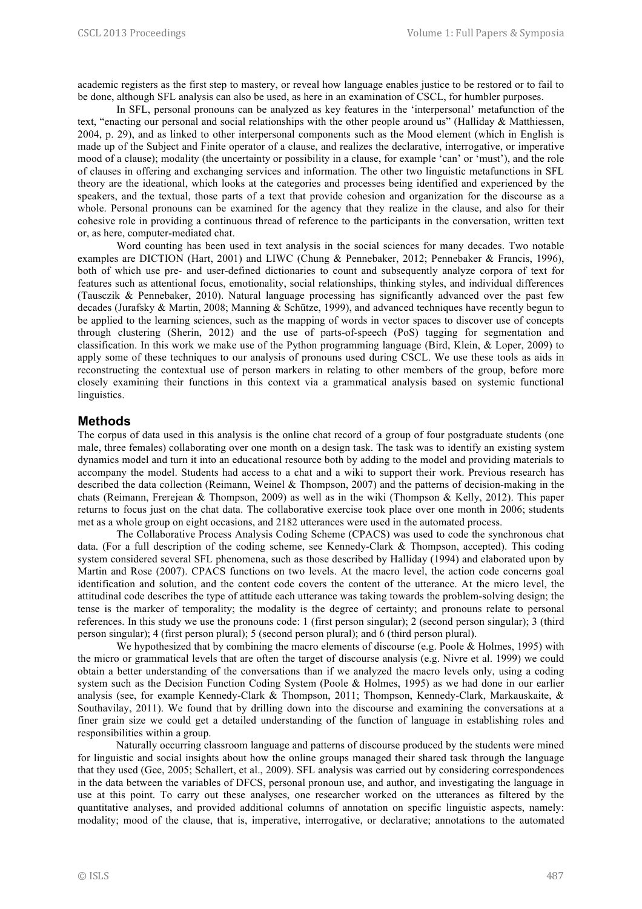academic registers as the first step to mastery, or reveal how language enables justice to be restored or to fail to be done, although SFL analysis can also be used, as here in an examination of CSCL, for humbler purposes.

In SFL, personal pronouns can be analyzed as key features in the 'interpersonal' metafunction of the text, "enacting our personal and social relationships with the other people around us" (Halliday & Matthiessen, 2004, p. 29), and as linked to other interpersonal components such as the Mood element (which in English is made up of the Subject and Finite operator of a clause, and realizes the declarative, interrogative, or imperative mood of a clause); modality (the uncertainty or possibility in a clause, for example 'can' or 'must'), and the role of clauses in offering and exchanging services and information. The other two linguistic metafunctions in SFL theory are the ideational, which looks at the categories and processes being identified and experienced by the speakers, and the textual, those parts of a text that provide cohesion and organization for the discourse as a whole. Personal pronouns can be examined for the agency that they realize in the clause, and also for their cohesive role in providing a continuous thread of reference to the participants in the conversation, written text or, as here, computer-mediated chat.

Word counting has been used in text analysis in the social sciences for many decades. Two notable examples are DICTION (Hart, 2001) and LIWC (Chung & Pennebaker, 2012; Pennebaker & Francis, 1996), both of which use pre- and user-defined dictionaries to count and subsequently analyze corpora of text for features such as attentional focus, emotionality, social relationships, thinking styles, and individual differences (Tausczik & Pennebaker, 2010). Natural language processing has significantly advanced over the past few decades (Jurafsky & Martin, 2008; Manning & Schütze, 1999), and advanced techniques have recently begun to be applied to the learning sciences, such as the mapping of words in vector spaces to discover use of concepts through clustering (Sherin, 2012) and the use of parts-of-speech (PoS) tagging for segmentation and classification. In this work we make use of the Python programming language (Bird, Klein, & Loper, 2009) to apply some of these techniques to our analysis of pronouns used during CSCL. We use these tools as aids in reconstructing the contextual use of person markers in relating to other members of the group, before more closely examining their functions in this context via a grammatical analysis based on systemic functional linguistics.

## Methods

The corpus of data used in this analysis is the online chat record of a group of four postgraduate students (one male, three females) collaborating over one month on a design task. The task was to identify an existing system dynamics model and turn it into an educational resource both by adding to the model and providing materials to accompany the model. Students had access to a chat and a wiki to support their work. Previous research has described the data collection (Reimann, Weinel & Thompson, 2007) and the patterns of decision-making in the chats (Reimann, Frerejean & Thompson, 2009) as well as in the wiki (Thompson & Kelly, 2012). This paper returns to focus just on the chat data. The collaborative exercise took place over one month in 2006; students met as a whole group on eight occasions, and 2182 utterances were used in the automated process.

The Collaborative Process Analysis Coding Scheme (CPACS) was used to code the synchronous chat data. (For a full description of the coding scheme, see Kennedy-Clark & Thompson, accepted). This coding system considered several SFL phenomena, such as those described by Halliday (1994) and elaborated upon by Martin and Rose (2007). CPACS functions on two levels. At the macro level, the action code concerns goal identification and solution, and the content code covers the content of the utterance. At the micro level, the attitudinal code describes the type of attitude each utterance was taking towards the problem-solving design; the tense is the marker of temporality; the modality is the degree of certainty; and pronouns relate to personal references. In this study we use the pronouns code: 1 (first person singular); 2 (second person singular); 3 (third person singular); 4 (first person plural); 5 (second person plural); and 6 (third person plural).

We hypothesized that by combining the macro elements of discourse (e.g. Poole & Holmes, 1995) with the micro or grammatical levels that are often the target of discourse analysis (e.g. Nivre et al. 1999) we could obtain a better understanding of the conversations than if we analyzed the macro levels only, using a coding system such as the Decision Function Coding System (Poole & Holmes, 1995) as we had done in our earlier analysis (see, for example Kennedy-Clark & Thompson, 2011; Thompson, Kennedy-Clark, Markauskaite, & Southavilay, 2011). We found that by drilling down into the discourse and examining the conversations at a finer grain size we could get a detailed understanding of the function of language in establishing roles and responsibilities within a group.

Naturally occurring classroom language and patterns of discourse produced by the students were mined for linguistic and social insights about how the online groups managed their shared task through the language that they used (Gee, 2005; Schallert, et al., 2009). SFL analysis was carried out by considering correspondences in the data between the variables of DFCS, personal pronoun use, and author, and investigating the language in use at this point. To carry out these analyses, one researcher worked on the utterances as filtered by the quantitative analyses, and provided additional columns of annotation on specific linguistic aspects, namely: modality; mood of the clause, that is, imperative, interrogative, or declarative; annotations to the automated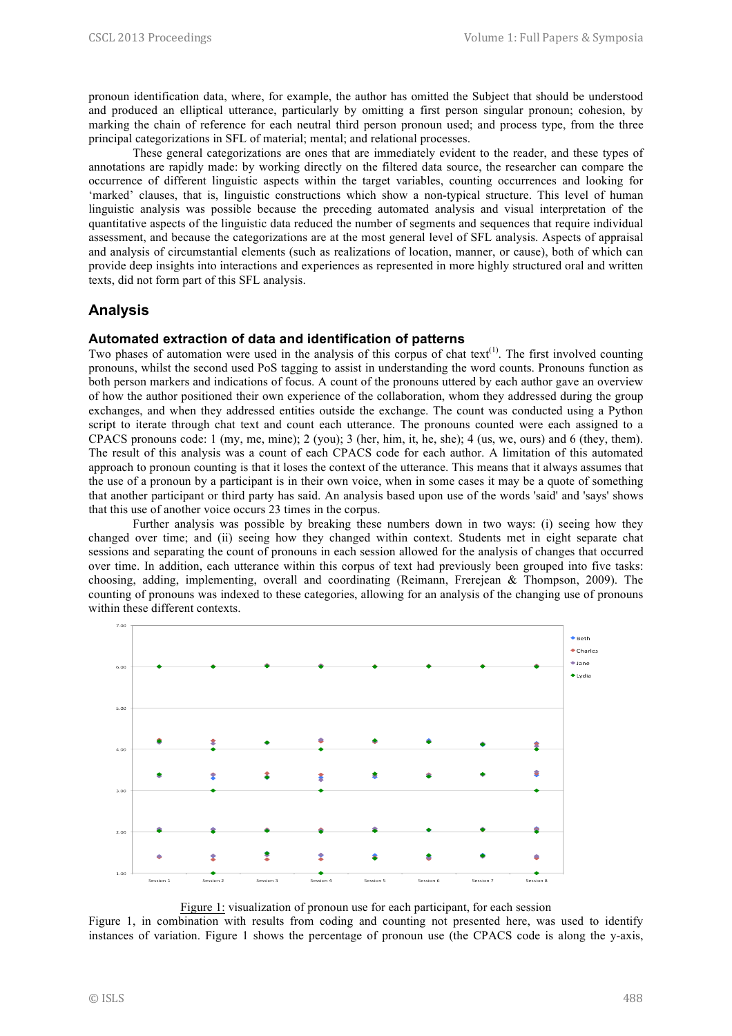pronoun identification data, where, for example, the author has omitted the Subject that should be understood and produced an elliptical utterance, particularly by omitting a first person singular pronoun; cohesion, by marking the chain of reference for each neutral third person pronoun used; and process type, from the three principal categorizations in SFL of material; mental; and relational processes.

These general categorizations are ones that are immediately evident to the reader, and these types of annotations are rapidly made: by working directly on the filtered data source, the researcher can compare the occurrence of different linguistic aspects within the target variables, counting occurrences and looking for 'marked' clauses, that is, linguistic constructions which show a non-typical structure. This level of human linguistic analysis was possible because the preceding automated analysis and visual interpretation of the quantitative aspects of the linguistic data reduced the number of segments and sequences that require individual assessment, and because the categorizations are at the most general level of SFL analysis. Aspects of appraisal and analysis of circumstantial elements (such as realizations of location, manner, or cause), both of which can provide deep insights into interactions and experiences as represented in more highly structured oral and written texts, did not form part of this SFL analysis.

## Analysis

### Automated extraction of data and identification of patterns

Two phases of automation were used in the analysis of this corpus of chat text[1]. The first involved counting pronouns, whilst the second used PoS tagging to assist in understanding the word counts. Pronouns function as both person markers and indications of focus. A count of the pronouns uttered by each author gave an overview of how the author positioned their own experience of the collaboration, whom they addressed during the group exchanges, and when they addressed entities outside the exchange. The count was conducted using a Python script to iterate through chat text and count each utterance. The pronouns counted were each assigned to a CPACS pronouns code: 1 (my, me, mine); 2 (you); 3 (her, him, it, he, she); 4 (us, we, ours) and 6 (they, them). The result of this analysis was a count of each CPACS code for each author. A limitation of this automated approach to pronoun counting is that it loses the context of the utterance. This means that it always assumes that the use of a pronoun by a participant is in their own voice, when in some cases it may be a quote of something that another participant or third party has said. An analysis based upon use of the words 'said' and 'says' shows that this use of another voice occurs 23 times in the corpus.

Further analysis was possible by breaking these numbers down in two ways: (i) seeing how they changed over time; and (ii) seeing how they changed within context. Students met in eight separate chat sessions and separating the count of pronouns in each session allowed for the analysis of changes that occurred over time. In addition, each utterance within this corpus of text had previously been grouped into five tasks: choosing, adding, implementing, overall and coordinating (Reimann, Frerejean & Thompson, 2009). The counting of pronouns was indexed to these categories, allowing for an analysis of the changing use of pronouns within these different contexts.

Figure 1: visualization of pronoun use for each participant, for each session

Figure 1, in combination with results from coding and counting not presented here, was used to identify instances of variation. Figure 1 shows the percentage of pronoun use (the CPACS code is along the y-axis,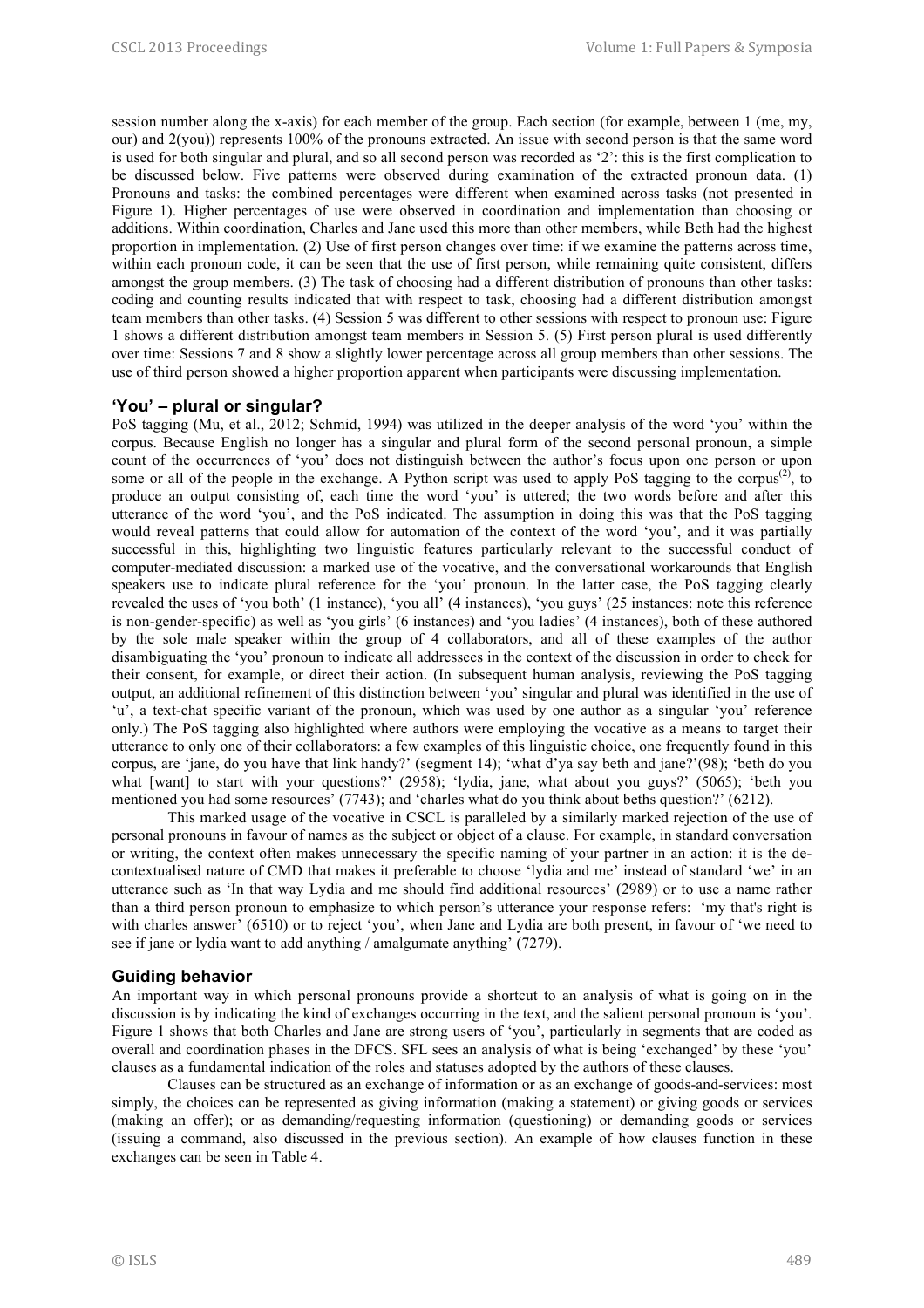session number along the x-axis) for each member of the group. Each section (for example, between 1 (me, my, our) and 2(you)) represents 100% of the pronouns extracted. An issue with second person is that the same word is used for both singular and plural, and so all second person was recorded as '2': this is the first complication to be discussed below. Five patterns were observed during examination of the extracted pronoun data. (1) Pronouns and tasks: the combined percentages were different when examined across tasks (not presented in Figure 1). Higher percentages of use were observed in coordination and implementation than choosing or additions. Within coordination, Charles and Jane used this more than other members, while Beth had the highest proportion in implementation. (2) Use of first person changes over time: if we examine the patterns across time, within each pronoun code, it can be seen that the use of first person, while remaining quite consistent, differs amongst the group members. (3) The task of choosing had a different distribution of pronouns than other tasks: coding and counting results indicated that with respect to task, choosing had a different distribution amongst team members than other tasks. (4) Session 5 was different to other sessions with respect to pronoun use: Figure 1 shows a different distribution amongst team members in Session 5. (5) First person plural is used differently over time: Sessions 7 and 8 show a slightly lower percentage across all group members than other sessions. The use of third person showed a higher proportion apparent when participants were discussing implementation.

## 'You' – plural or singular?

PoS tagging (Mu, et al., 2012; Schmid, 1994) was utilized in the deeper analysis of the word 'you' within the corpus. Because English no longer has a singular and plural form of the second personal pronoun, a simple count of the occurrences of 'you' does not distinguish between the author's focus upon one person or upon some or all of the people in the exchange. A Python script was used to apply PoS tagging to the corpus[(2)], to produce an output consisting of, each time the word 'you' is uttered; the two words before and after this utterance of the word 'you', and the PoS indicated. The assumption in doing this was that the PoS tagging would reveal patterns that could allow for automation of the context of the word 'you', and it was partially successful in this, highlighting two linguistic features particularly relevant to the successful conduct of computer-mediated discussion: a marked use of the vocative, and the conversational workarounds that English speakers use to indicate plural reference for the 'you' pronoun. In the latter case, the PoS tagging clearly revealed the uses of 'you both' (1 instance), 'you all' (4 instances), 'you guys' (25 instances: note this reference is non-gender-specific) as well as 'you girls' (6 instances) and 'you ladies' (4 instances), both of these authored by the sole male speaker within the group of 4 collaborators, and all of these examples of the author disambiguating the 'you' pronoun to indicate all addressees in the context of the discussion in order to check for their consent, for example, or direct their action. (In subsequent human analysis, reviewing the PoS tagging output, an additional refinement of this distinction between 'you' singular and plural was identified in the use of 'u', a text-chat specific variant of the pronoun, which was used by one author as a singular 'you' reference only.) The PoS tagging also highlighted where authors were employing the vocative as a means to target their utterance to only one of their collaborators: a few examples of this linguistic choice, one frequently found in this corpus, are 'jane, do you have that link handy?' (segment 14); 'what d'ya say beth and jane?'(98); 'beth do you what [want] to start with your questions?' (2958); 'lydia, jane, what about you guys?' (5065); 'beth you mentioned you had some resources' (7743); and 'charles what do you think about beths question?' (6212).

This marked usage of the vocative in CSCL is paralleled by a similarly marked rejection of the use of personal pronouns in favour of names as the subject or object of a clause. For example, in standard conversation or writing, the context often makes unnecessary the specific naming of your partner in an action: it is the de-contextualised nature of CMD that makes it preferable to choose 'lydia and me' instead of standard 'we' in an utterance such as 'In that way Lydia and me should find additional resources' (2989) or to use a name rather than a third person pronoun to emphasize to which person's utterance your response refers: 'my that's right is with charles answer' (6510) or to reject 'you', when Jane and Lydia are both present, in favour of 'we need to see if jane or lydia want to add anything / amalgumate anything' (7279).

## Guiding behavior

An important way in which personal pronouns provide a shortcut to an analysis of what is going on in the discussion is by indicating the kind of exchanges occurring in the text, and the salient personal pronoun is 'you'. Figure 1 shows that both Charles and Jane are strong users of 'you', particularly in segments that are coded as overall and coordination phases in the DFCS. SFL sees an analysis of what is being 'exchanged' by these 'you' clauses as a fundamental indication of the roles and statuses adopted by the authors of these clauses.

Clauses can be structured as an exchange of information or as an exchange of goods-and-services: most simply, the choices can be represented as giving information (making a statement) or giving goods or services (making an offer); or as demanding/requesting information (questioning) or demanding goods or services (issuing a command, also discussed in the previous section). An example of how clauses function in these exchanges can be seen in Table 4.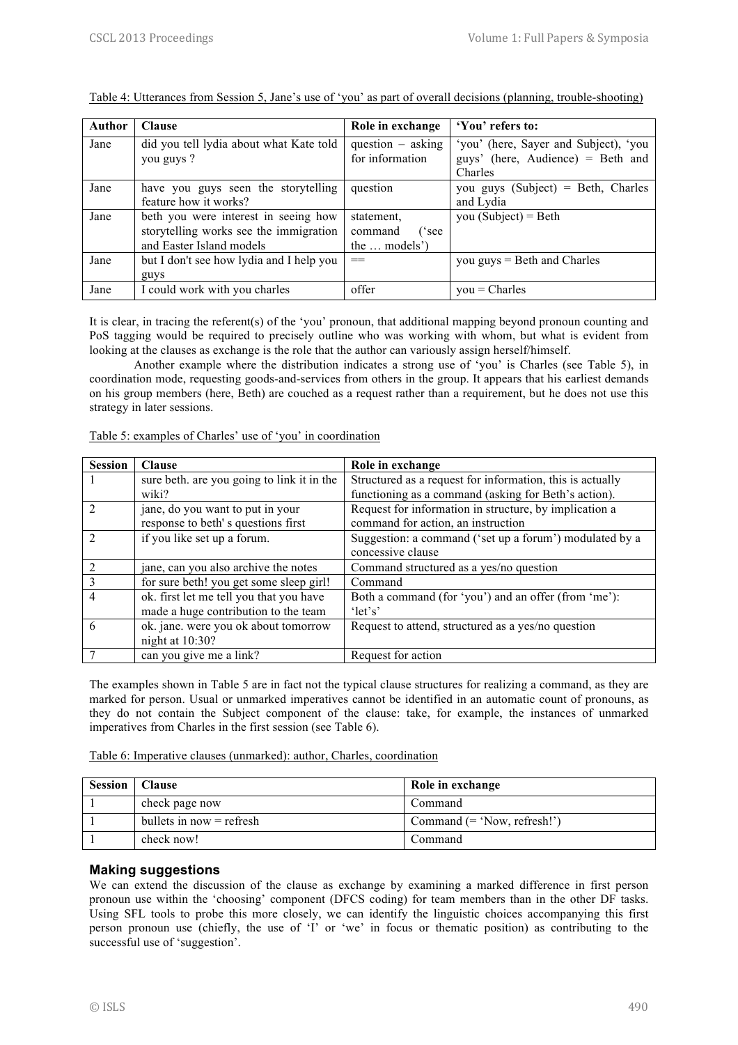Table 4: Utterances from Session 5, Jane's use of 'you' as part of overall decisions (planning, trouble-shooting)

| Author | Clause | Role in exchange | 'You' refers to: |
|---|---|---|---|
| Jane | did you tell lydia about what Kate told you guys ? | question – asking for information | 'you' (here, Sayer and Subject), 'you guys' (here, Audience) = Beth and Charles |
| Jane | have you guys seen the storytelling feature how it works? | question | you guys (Subject) = Beth, Charles and Lydia |
| Jane | beth you were interest in seeing how storytelling works see the immigration and Easter Island models | statement, command ('see the … models') | you (Subject) = Beth |
| Jane | but I don't see how lydia and I help you guys | == | you guys = Beth and Charles |
| Jane | I could work with you charles | offer | you = Charles |

It is clear, in tracing the referent(s) of the 'you' pronoun, that additional mapping beyond pronoun counting and PoS tagging would be required to precisely outline who was working with whom, but what is evident from looking at the clauses as exchange is the role that the author can variously assign herself/himself.

Another example where the distribution indicates a strong use of 'you' is Charles (see Table 5), in coordination mode, requesting goods-and-services from others in the group. It appears that his earliest demands on his group members (here, Beth) are couched as a request rather than a requirement, but he does not use this strategy in later sessions.

Table 5: examples of Charles' use of 'you' in coordination

| Session | Clause | Role in exchange |
|---|---|---|
| 1 | sure beth. are you going to link it in the wiki? | Structured as a request for information, this is actually functioning as a command (asking for Beth's action). |
| 2 | jane, do you want to put in your response to beth' s questions first | Request for information in structure, by implication a command for action, an instruction |
| 2 | if you like set up a forum. | Suggestion: a command ('set up a forum') modulated by a concessive clause |
| 2 | jane, can you also archive the notes | Command structured as a yes/no question |
| 3 | for sure beth! you get some sleep girl! | Command |
| 4 | ok. first let me tell you that you have made a huge contribution to the team | Both a command (for 'you') and an offer (from 'me'): 'let's' |
| 6 | ok. jane. were you ok about tomorrow night at 10:30? | Request to attend, structured as a yes/no question |
| 7 | can you give me a link? | Request for action |

The examples shown in Table 5 are in fact not the typical clause structures for realizing a command, as they are marked for person. Usual or unmarked imperatives cannot be identified in an automatic count of pronouns, as they do not contain the Subject component of the clause: take, for example, the instances of unmarked imperatives from Charles in the first session (see Table 6).

Table 6: Imperative clauses (unmarked): author, Charles, coordination

| Session | Clause | Role in exchange |
|---|---|---|
| 1 | check page now | Command |
| 1 | bullets in now = refresh | Command (= 'Now, refresh!') |
| 1 | check now! | Command |

### Making suggestions

We can extend the discussion of the clause as exchange by examining a marked difference in first person pronoun use within the 'choosing' component (DFCS coding) for team members than in the other DF tasks. Using SFL tools to probe this more closely, we can identify the linguistic choices accompanying this first person pronoun use (chiefly, the use of 'I' or 'we' in focus or thematic position) as contributing to the successful use of 'suggestion'.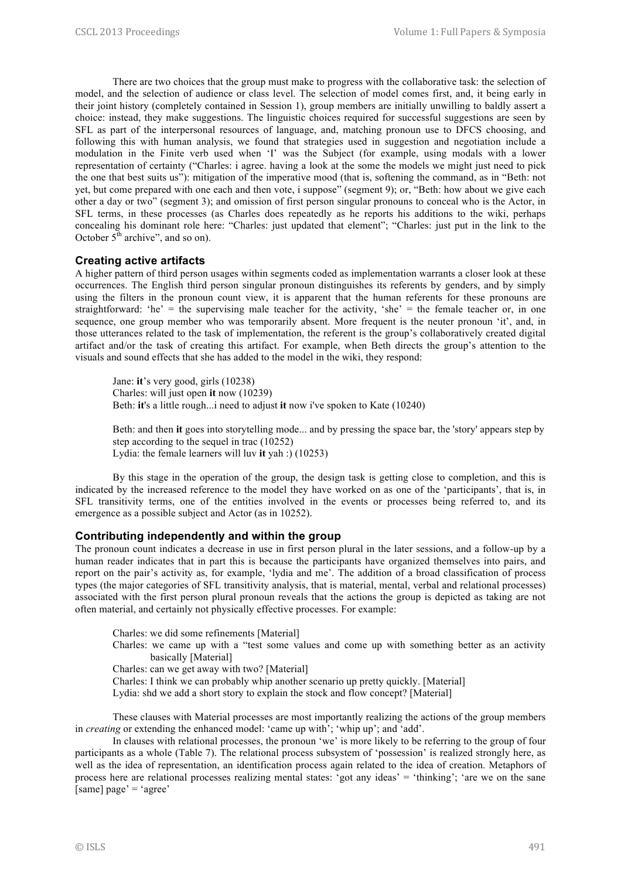There are two choices that the group must make to progress with the collaborative task: the selection of model, and the selection of audience or class level. The selection of model comes first, and, it being early in their joint history (completely contained in Session 1), group members are initially unwilling to baldly assert a choice: instead, they make suggestions. The linguistic choices required for successful suggestions are seen by SFL as part of the interpersonal resources of language, and, matching pronoun use to DFCS choosing, and following this with human analysis, we found that strategies used in suggestion and negotiation include a modulation in the Finite verb used when 'I' was the Subject (for example, using modals with a lower representation of certainty ("Charles: i agree. having a look at the some the models we might just need to pick the one that best suits us"): mitigation of the imperative mood (that is, softening the command, as in "Beth: not yet, but come prepared with one each and then vote, i suppose" (segment 9); or, "Beth: how about we give each other a day or two" (segment 3); and omission of first person singular pronouns to conceal who is the Actor, in SFL terms, in these processes (as Charles does repeatedly as he reports his additions to the wiki, perhaps concealing his dominant role here: "Charles: just updated that element"; "Charles: just put in the link to the October 5th archive", and so on).

### Creating active artifacts

A higher pattern of third person usages within segments coded as implementation warrants a closer look at these occurrences. The English third person singular pronoun distinguishes its referents by genders, and by simply using the filters in the pronoun count view, it is apparent that the human referents for these pronouns are straightforward: 'he' = the supervising male teacher for the activity, 'she' = the female teacher or, in one sequence, one group member who was temporarily absent. More frequent is the neuter pronoun 'it', and, in those utterances related to the task of implementation, the referent is the group's collaboratively created digital artifact and/or the task of creating this artifact. For example, when Beth directs the group's attention to the visuals and sound effects that she has added to the model in the wiki, they respond:

> Jane: **it**'s very good, girls (10238)
> Charles: will just open **it** now (10239)
> Beth: **it**'s a little rough...i need to adjust **it** now i've spoken to Kate (10240)
>
> Beth: and then **it** goes into storytelling mode... and by pressing the space bar, the 'story' appears step by step according to the sequel in trac (10252)
> Lydia: the female learners will luv **it** yah :) (10253)

By this stage in the operation of the group, the design task is getting close to completion, and this is indicated by the increased reference to the model they have worked on as one of the 'participants', that is, in SFL transitivity terms, one of the entities involved in the events or processes being referred to, and its emergence as a possible subject and Actor (as in 10252).

### Contributing independently and within the group

The pronoun count indicates a decrease in use in first person plural in the later sessions, and a follow-up by a human reader indicates that in part this is because the participants have organized themselves into pairs, and report on the pair's activity as, for example, 'lydia and me'. The addition of a broad classification of process types (the major categories of SFL transitivity analysis, that is material, mental, verbal and relational processes) associated with the first person plural pronoun reveals that the actions the group is depicted as taking are not often material, and certainly not physically effective processes. For example:

> Charles: we did some refinements [Material]
> Charles: we came up with a "test some values and come up with something better as an activity basically [Material]
> Charles: can we get away with two? [Material]
> Charles: I think we can probably whip another scenario up pretty quickly. [Material]
> Lydia: shd we add a short story to explain the stock and flow concept? [Material]

These clauses with Material processes are most importantly realizing the actions of the group members in *creating* or extending the enhanced model: 'came up with'; 'whip up'; and 'add'.

In clauses with relational processes, the pronoun 'we' is more likely to be referring to the group of four participants as a whole (Table 7). The relational process subsystem of 'possession' is realized strongly here, as well as the idea of representation, an identification process again related to the idea of creation. Metaphors of process here are relational processes realizing mental states: 'got any ideas' = 'thinking'; 'are we on the sane [same] page' = 'agree'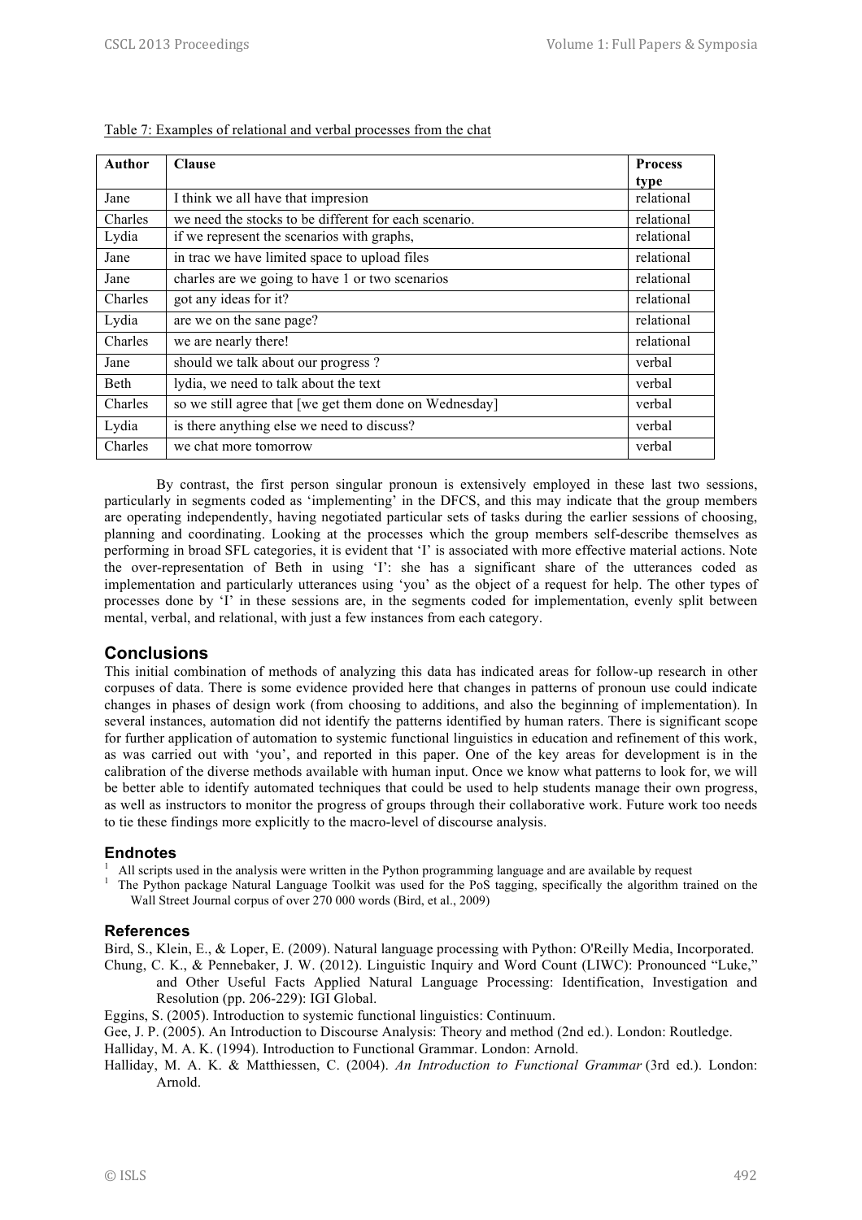Table 7: Examples of relational and verbal processes from the chat

| Author | Clause | Process type |
|---|---|---|
| Jane | I think we all have that impresion | relational |
| Charles | we need the stocks to be different for each scenario. | relational |
| Lydia | if we represent the scenarios with graphs, | relational |
| Jane | in trac we have limited space to upload files | relational |
| Jane | charles are we going to have 1 or two scenarios | relational |
| Charles | got any ideas for it? | relational |
| Lydia | are we on the sane page? | relational |
| Charles | we are nearly there! | relational |
| Jane | should we talk about our progress ? | verbal |
| Beth | lydia, we need to talk about the text | verbal |
| Charles | so we still agree that [we get them done on Wednesday] | verbal |
| Lydia | is there anything else we need to discuss? | verbal |
| Charles | we chat more tomorrow | verbal |

By contrast, the first person singular pronoun is extensively employed in these last two sessions, particularly in segments coded as 'implementing' in the DFCS, and this may indicate that the group members are operating independently, having negotiated particular sets of tasks during the earlier sessions of choosing, planning and coordinating. Looking at the processes which the group members self-describe themselves as performing in broad SFL categories, it is evident that 'I' is associated with more effective material actions. Note the over-representation of Beth in using 'I': she has a significant share of the utterances coded as implementation and particularly utterances using 'you' as the object of a request for help. The other types of processes done by 'I' in these sessions are, in the segments coded for implementation, evenly split between mental, verbal, and relational, with just a few instances from each category.

## Conclusions

This initial combination of methods of analyzing this data has indicated areas for follow-up research in other corpuses of data. There is some evidence provided here that changes in patterns of pronoun use could indicate changes in phases of design work (from choosing to additions, and also the beginning of implementation). In several instances, automation did not identify the patterns identified by human raters. There is significant scope for further application of automation to systemic functional linguistics in education and refinement of this work, as was carried out with 'you', and reported in this paper. One of the key areas for development is in the calibration of the diverse methods available with human input. Once we know what patterns to look for, we will be better able to identify automated techniques that could be used to help students manage their own progress, as well as instructors to monitor the progress of groups through their collaborative work. Future work too needs to tie these findings more explicitly to the macro-level of discourse analysis.

### Endnotes

[1] All scripts used in the analysis were written in the Python programming language and are available by request

[1] The Python package Natural Language Toolkit was used for the PoS tagging, specifically the algorithm trained on the Wall Street Journal corpus of over 270 000 words (Bird, et al., 2009)

### References

Bird, S., Klein, E., & Loper, E. (2009). Natural language processing with Python: O'Reilly Media, Incorporated.

Chung, C. K., & Pennebaker, J. W. (2012). Linguistic Inquiry and Word Count (LIWC): Pronounced "Luke," and Other Useful Facts Applied Natural Language Processing: Identification, Investigation and Resolution (pp. 206-229): IGI Global.

Eggins, S. (2005). Introduction to systemic functional linguistics: Continuum.

Gee, J. P. (2005). An Introduction to Discourse Analysis: Theory and method (2nd ed.). London: Routledge.

Halliday, M. A. K. (1994). Introduction to Functional Grammar. London: Arnold.

Halliday, M. A. K. & Matthiessen, C. (2004). *An Introduction to Functional Grammar* (3rd ed.). London: Arnold.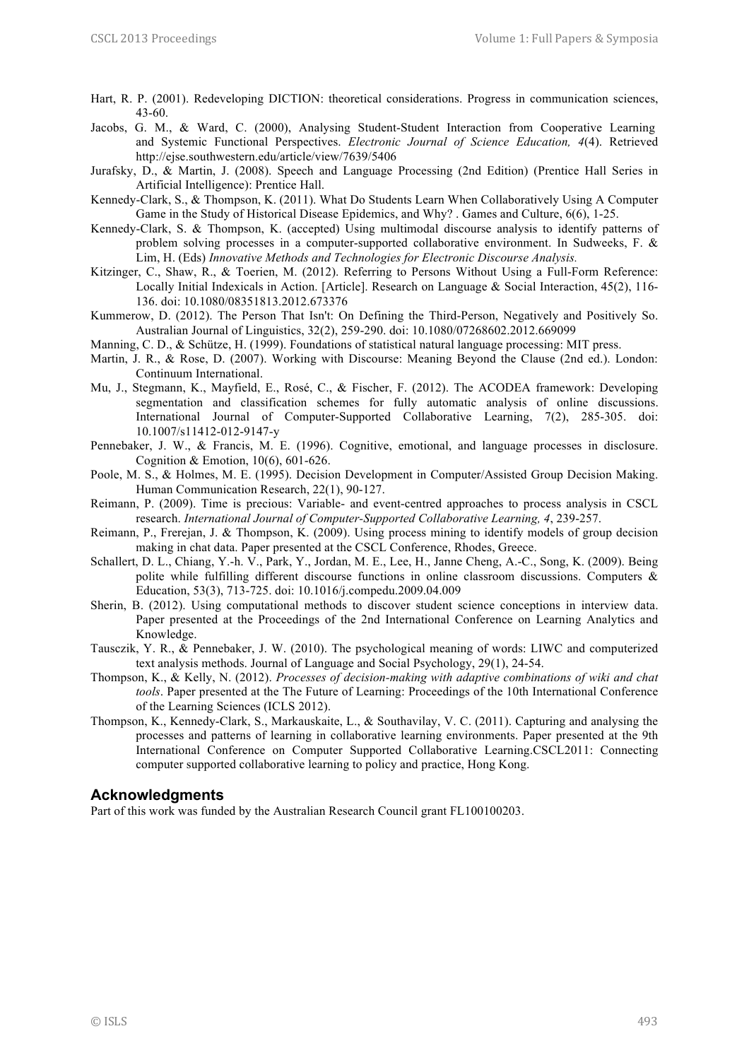Hart, R. P. (2001). Redeveloping DICTION: theoretical considerations. Progress in communication sciences, 43-60.

Jacobs, G. M., & Ward, C. (2000), Analysing Student-Student Interaction from Cooperative Learning and Systemic Functional Perspectives. *Electronic Journal of Science Education, 4*(4). Retrieved http://ejse.southwestern.edu/article/view/7639/5406

Jurafsky, D., & Martin, J. (2008). Speech and Language Processing (2nd Edition) (Prentice Hall Series in Artificial Intelligence): Prentice Hall.

Kennedy-Clark, S., & Thompson, K. (2011). What Do Students Learn When Collaboratively Using A Computer Game in the Study of Historical Disease Epidemics, and Why? . Games and Culture, 6(6), 1-25.

Kennedy-Clark, S. & Thompson, K. (accepted) Using multimodal discourse analysis to identify patterns of problem solving processes in a computer-supported collaborative environment. In Sudweeks, F. & Lim, H. (Eds) *Innovative Methods and Technologies for Electronic Discourse Analysis.*

Kitzinger, C., Shaw, R., & Toerien, M. (2012). Referring to Persons Without Using a Full-Form Reference: Locally Initial Indexicals in Action. [Article]. Research on Language & Social Interaction, 45(2), 116-136. doi: 10.1080/08351813.2012.673376

Kummerow, D. (2012). The Person That Isn't: On Defining the Third-Person, Negatively and Positively So. Australian Journal of Linguistics, 32(2), 259-290. doi: 10.1080/07268602.2012.669099

Manning, C. D., & Schütze, H. (1999). Foundations of statistical natural language processing: MIT press.

Martin, J. R., & Rose, D. (2007). Working with Discourse: Meaning Beyond the Clause (2nd ed.). London: Continuum International.

Mu, J., Stegmann, K., Mayfield, E., Rosé, C., & Fischer, F. (2012). The ACODEA framework: Developing segmentation and classification schemes for fully automatic analysis of online discussions. International Journal of Computer-Supported Collaborative Learning, 7(2), 285-305. doi: 10.1007/s11412-012-9147-y

Pennebaker, J. W., & Francis, M. E. (1996). Cognitive, emotional, and language processes in disclosure. Cognition & Emotion, 10(6), 601-626.

Poole, M. S., & Holmes, M. E. (1995). Decision Development in Computer/Assisted Group Decision Making. Human Communication Research, 22(1), 90-127.

Reimann, P. (2009). Time is precious: Variable- and event-centred approaches to process analysis in CSCL research. *International Journal of Computer-Supported Collaborative Learning, 4*, 239-257.

Reimann, P., Frerejan, J. & Thompson, K. (2009). Using process mining to identify models of group decision making in chat data. Paper presented at the CSCL Conference, Rhodes, Greece.

Schallert, D. L., Chiang, Y.-h. V., Park, Y., Jordan, M. E., Lee, H., Janne Cheng, A.-C., Song, K. (2009). Being polite while fulfilling different discourse functions in online classroom discussions. Computers & Education, 53(3), 713-725. doi: 10.1016/j.compedu.2009.04.009

Sherin, B. (2012). Using computational methods to discover student science conceptions in interview data. Paper presented at the Proceedings of the 2nd International Conference on Learning Analytics and Knowledge.

Tausczik, Y. R., & Pennebaker, J. W. (2010). The psychological meaning of words: LIWC and computerized text analysis methods. Journal of Language and Social Psychology, 29(1), 24-54.

Thompson, K., & Kelly, N. (2012). *Processes of decision-making with adaptive combinations of wiki and chat tools*. Paper presented at the The Future of Learning: Proceedings of the 10th International Conference of the Learning Sciences (ICLS 2012).

Thompson, K., Kennedy-Clark, S., Markauskaite, L., & Southavilay, V. C. (2011). Capturing and analysing the processes and patterns of learning in collaborative learning environments. Paper presented at the 9th International Conference on Computer Supported Collaborative Learning.CSCL2011: Connecting computer supported collaborative learning to policy and practice, Hong Kong.

## Acknowledgments

Part of this work was funded by the Australian Research Council grant FL100100203.